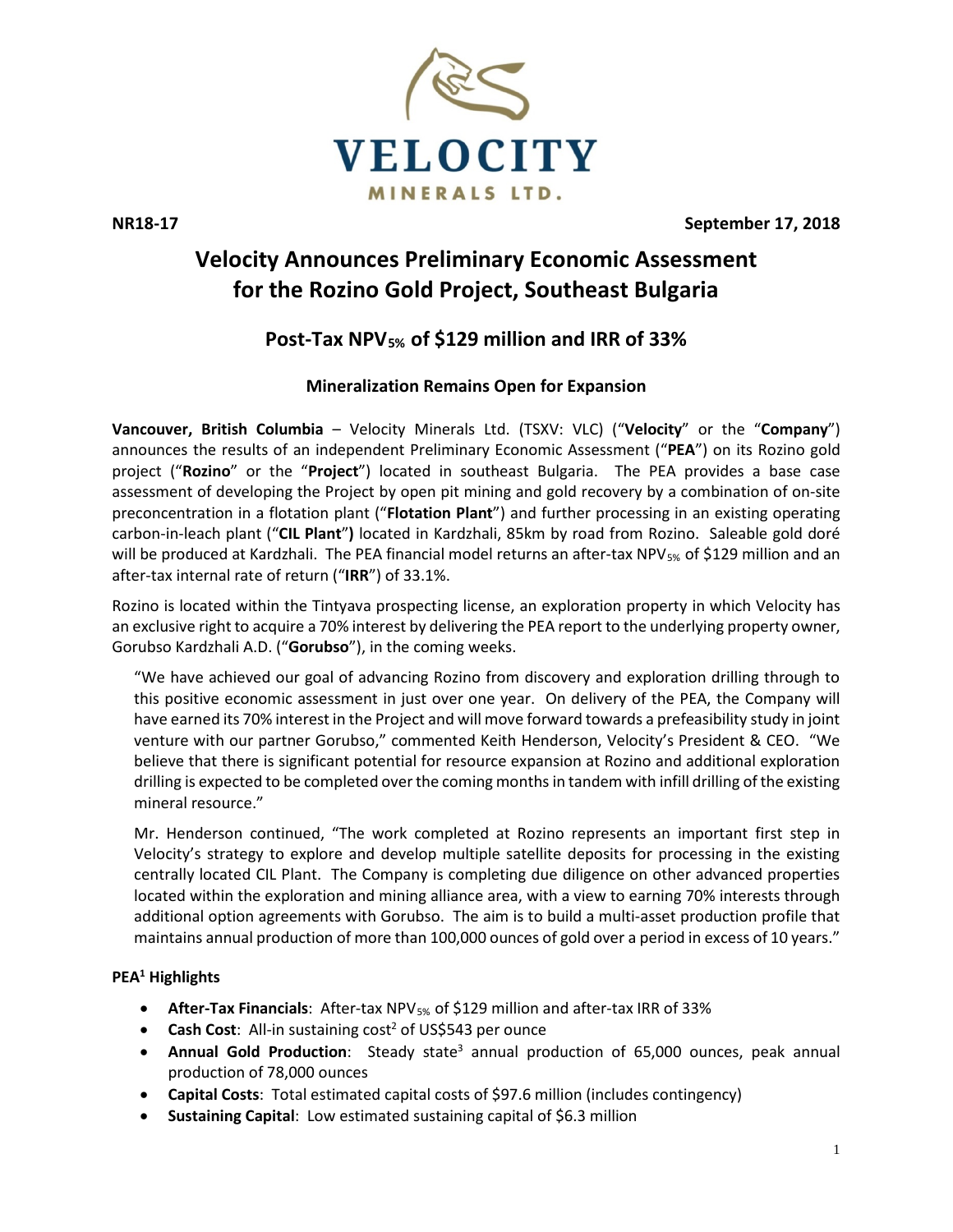VELOCITY
MINERALS LTD.

**NR18-17** **September 17, 2018**

# Velocity Announces Preliminary Economic Assessment for the Rozino Gold Project, Southeast Bulgaria

## Post-Tax NPV$_{5\%}$ of $129 million and IRR of 33%

### Mineralization Remains Open for Expansion

**Vancouver, British Columbia** – Velocity Minerals Ltd. (TSXV: VLC) ("**Velocity**" or the "**Company**") announces the results of an independent Preliminary Economic Assessment ("**PEA**") on its Rozino gold project ("**Rozino**" or the "**Project**") located in southeast Bulgaria. The PEA provides a base case assessment of developing the Project by open pit mining and gold recovery by a combination of on-site preconcentration in a flotation plant ("**Flotation Plant**") and further processing in an existing operating carbon-in-leach plant ("**CIL Plant**") located in Kardzhali, 85km by road from Rozino. Saleable gold doré will be produced at Kardzhali. The PEA financial model returns an after-tax NPV$_{5\%}$ of $129 million and an after-tax internal rate of return ("**IRR**") of 33.1%.

Rozino is located within the Tintyava prospecting license, an exploration property in which Velocity has an exclusive right to acquire a 70% interest by delivering the PEA report to the underlying property owner, Gorubso Kardzhali A.D. ("**Gorubso**"), in the coming weeks.

> "We have achieved our goal of advancing Rozino from discovery and exploration drilling through to this positive economic assessment in just over one year. On delivery of the PEA, the Company will have earned its 70% interest in the Project and will move forward towards a prefeasibility study in joint venture with our partner Gorubso," commented Keith Henderson, Velocity's President & CEO. "We believe that there is significant potential for resource expansion at Rozino and additional exploration drilling is expected to be completed over the coming months in tandem with infill drilling of the existing mineral resource."
>
> Mr. Henderson continued, "The work completed at Rozino represents an important first step in Velocity's strategy to explore and develop multiple satellite deposits for processing in the existing centrally located CIL Plant. The Company is completing due diligence on other advanced properties located within the exploration and mining alliance area, with a view to earning 70% interests through additional option agreements with Gorubso. The aim is to build a multi-asset production profile that maintains annual production of more than 100,000 ounces of gold over a period in excess of 10 years."

**PEA[1] Highlights**

- **After-Tax Financials**: After-tax NPV$_{5\%}$ of $129 million and after-tax IRR of 33%
- **Cash Cost**: All-in sustaining cost[2] of US$543 per ounce
- **Annual Gold Production**: Steady state[3] annual production of 65,000 ounces, peak annual production of 78,000 ounces
- **Capital Costs**: Total estimated capital costs of $97.6 million (includes contingency)
- **Sustaining Capital**: Low estimated sustaining capital of $6.3 million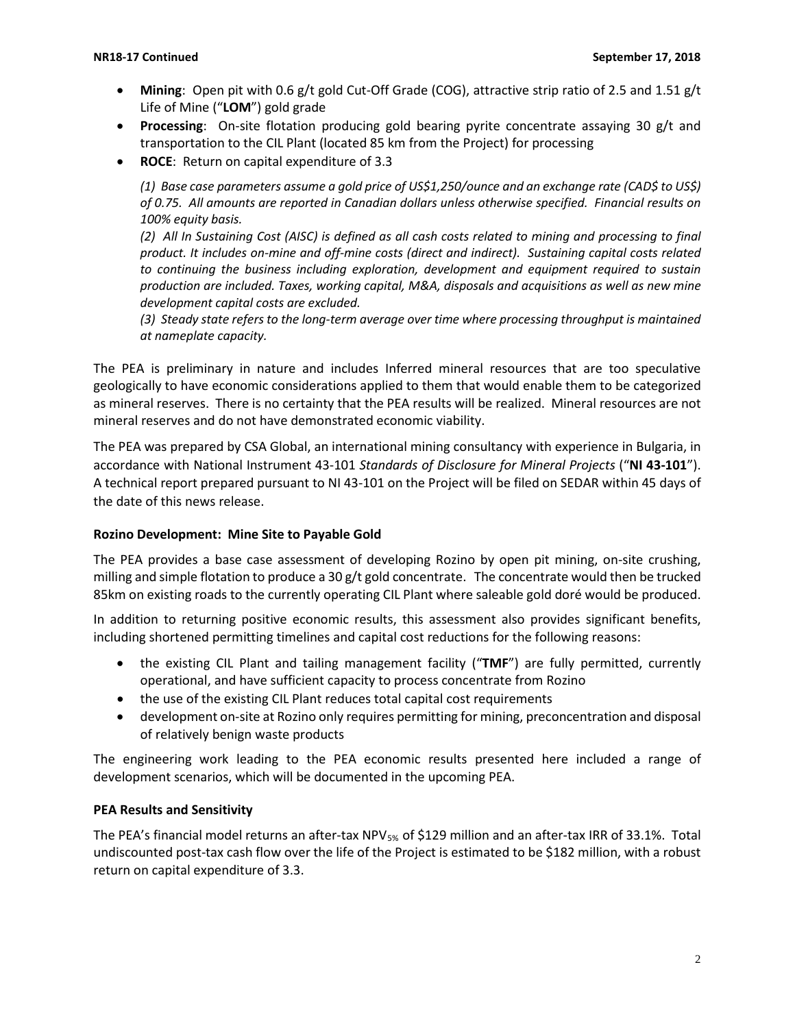- **Mining**: Open pit with 0.6 g/t gold Cut-Off Grade (COG), attractive strip ratio of 2.5 and 1.51 g/t Life of Mine ("**LOM**") gold grade
- **Processing**: On-site flotation producing gold bearing pyrite concentrate assaying 30 g/t and transportation to the CIL Plant (located 85 km from the Project) for processing
- **ROCE**: Return on capital expenditure of 3.3

  *(1) Base case parameters assume a gold price of US$1,250/ounce and an exchange rate (CAD$ to US$) of 0.75. All amounts are reported in Canadian dollars unless otherwise specified. Financial results on 100% equity basis.*

  *(2) All In Sustaining Cost (AISC) is defined as all cash costs related to mining and processing to final product. It includes on-mine and off-mine costs (direct and indirect). Sustaining capital costs related to continuing the business including exploration, development and equipment required to sustain production are included. Taxes, working capital, M&A, disposals and acquisitions as well as new mine development capital costs are excluded.*

  *(3) Steady state refers to the long-term average over time where processing throughput is maintained at nameplate capacity.*

The PEA is preliminary in nature and includes Inferred mineral resources that are too speculative geologically to have economic considerations applied to them that would enable them to be categorized as mineral reserves. There is no certainty that the PEA results will be realized. Mineral resources are not mineral reserves and do not have demonstrated economic viability.

The PEA was prepared by CSA Global, an international mining consultancy with experience in Bulgaria, in accordance with National Instrument 43-101 *Standards of Disclosure for Mineral Projects* ("**NI 43-101**"). A technical report prepared pursuant to NI 43-101 on the Project will be filed on SEDAR within 45 days of the date of this news release.

**Rozino Development: Mine Site to Payable Gold**

The PEA provides a base case assessment of developing Rozino by open pit mining, on-site crushing, milling and simple flotation to produce a 30 g/t gold concentrate. The concentrate would then be trucked 85km on existing roads to the currently operating CIL Plant where saleable gold doré would be produced.

In addition to returning positive economic results, this assessment also provides significant benefits, including shortened permitting timelines and capital cost reductions for the following reasons:

- the existing CIL Plant and tailing management facility ("**TMF**") are fully permitted, currently operational, and have sufficient capacity to process concentrate from Rozino
- the use of the existing CIL Plant reduces total capital cost requirements
- development on-site at Rozino only requires permitting for mining, preconcentration and disposal of relatively benign waste products

The engineering work leading to the PEA economic results presented here included a range of development scenarios, which will be documented in the upcoming PEA.

**PEA Results and Sensitivity**

The PEA's financial model returns an after-tax $NPV_{5\%}$ of $129 million and an after-tax IRR of 33.1%. Total undiscounted post-tax cash flow over the life of the Project is estimated to be $182 million, with a robust return on capital expenditure of 3.3.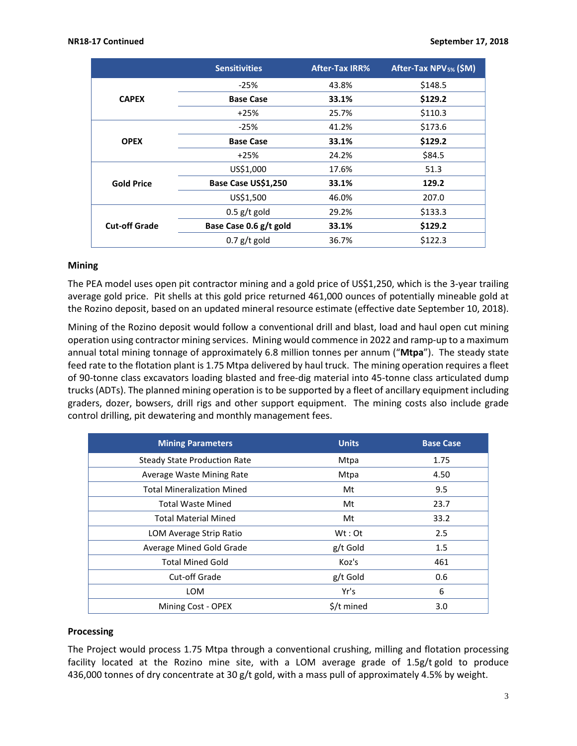| | Sensitivities | After-Tax IRR% | After-Tax NPV$_{5\%}$ ($M) |
|---|---|---|---|
| **CAPEX** | -25% | 43.8% | $148.5 |
| | **Base Case** | **33.1%** | **$129.2** |
| | +25% | 25.7% | $110.3 |
| **OPEX** | -25% | 41.2% | $173.6 |
| | **Base Case** | **33.1%** | **$129.2** |
| | +25% | 24.2% | $84.5 |
| **Gold Price** | US$1,000 | 17.6% | 51.3 |
| | **Base Case US$1,250** | **33.1%** | **129.2** |
| | US$1,500 | 46.0% | 207.0 |
| **Cut-off Grade** | 0.5 g/t gold | 29.2% | $133.3 |
| | **Base Case 0.6 g/t gold** | **33.1%** | **$129.2** |
| | 0.7 g/t gold | 36.7% | $122.3 |

### Mining

The PEA model uses open pit contractor mining and a gold price of US$1,250, which is the 3-year trailing average gold price. Pit shells at this gold price returned 461,000 ounces of potentially mineable gold at the Rozino deposit, based on an updated mineral resource estimate (effective date September 10, 2018).

Mining of the Rozino deposit would follow a conventional drill and blast, load and haul open cut mining operation using contractor mining services. Mining would commence in 2022 and ramp-up to a maximum annual total mining tonnage of approximately 6.8 million tonnes per annum ("**Mtpa**"). The steady state feed rate to the flotation plant is 1.75 Mtpa delivered by haul truck. The mining operation requires a fleet of 90-tonne class excavators loading blasted and free-dig material into 45-tonne class articulated dump trucks (ADTs). The planned mining operation is to be supported by a fleet of ancillary equipment including graders, dozer, bowsers, drill rigs and other support equipment. The mining costs also include grade control drilling, pit dewatering and monthly management fees.

| Mining Parameters | Units | Base Case |
|---|---|---|
| Steady State Production Rate | Mtpa | 1.75 |
| Average Waste Mining Rate | Mtpa | 4.50 |
| Total Mineralization Mined | Mt | 9.5 |
| Total Waste Mined | Mt | 23.7 |
| Total Material Mined | Mt | 33.2 |
| LOM Average Strip Ratio | Wt : Ot | 2.5 |
| Average Mined Gold Grade | g/t Gold | 1.5 |
| Total Mined Gold | Koz's | 461 |
| Cut-off Grade | g/t Gold | 0.6 |
| LOM | Yr's | 6 |
| Mining Cost - OPEX | $/t mined | 3.0 |

### Processing

The Project would process 1.75 Mtpa through a conventional crushing, milling and flotation processing facility located at the Rozino mine site, with a LOM average grade of 1.5g/t gold to produce 436,000 tonnes of dry concentrate at 30 g/t gold, with a mass pull of approximately 4.5% by weight.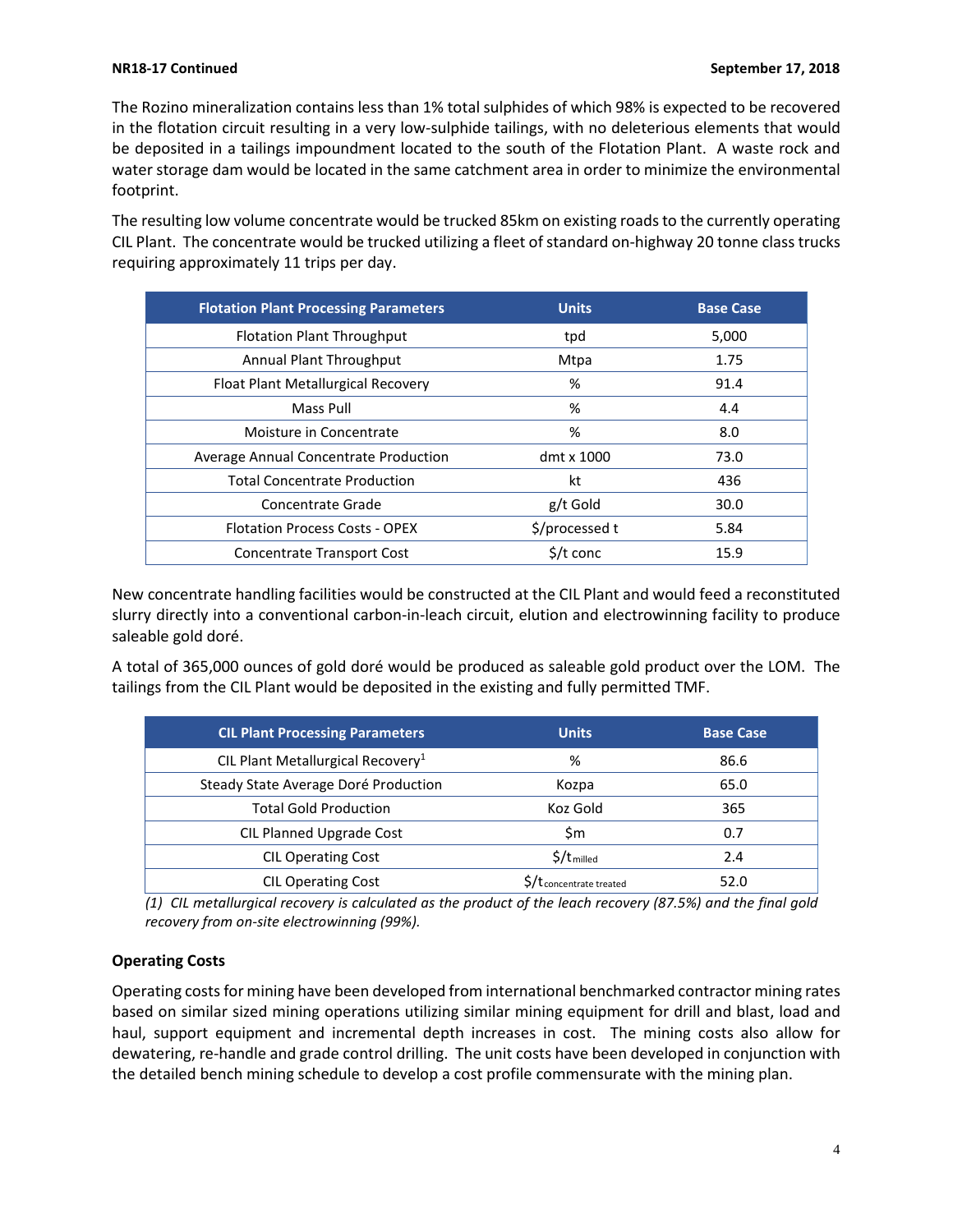The Rozino mineralization contains less than 1% total sulphides of which 98% is expected to be recovered in the flotation circuit resulting in a very low-sulphide tailings, with no deleterious elements that would be deposited in a tailings impoundment located to the south of the Flotation Plant. A waste rock and water storage dam would be located in the same catchment area in order to minimize the environmental footprint.

The resulting low volume concentrate would be trucked 85km on existing roads to the currently operating CIL Plant. The concentrate would be trucked utilizing a fleet of standard on-highway 20 tonne class trucks requiring approximately 11 trips per day.

| Flotation Plant Processing Parameters | Units | Base Case |
|---|---|---|
| Flotation Plant Throughput | tpd | 5,000 |
| Annual Plant Throughput | Mtpa | 1.75 |
| Float Plant Metallurgical Recovery | % | 91.4 |
| Mass Pull | % | 4.4 |
| Moisture in Concentrate | % | 8.0 |
| Average Annual Concentrate Production | dmt x 1000 | 73.0 |
| Total Concentrate Production | kt | 436 |
| Concentrate Grade | g/t Gold | 30.0 |
| Flotation Process Costs - OPEX | $/processed t | 5.84 |
| Concentrate Transport Cost | $/t conc | 15.9 |

New concentrate handling facilities would be constructed at the CIL Plant and would feed a reconstituted slurry directly into a conventional carbon-in-leach circuit, elution and electrowinning facility to produce saleable gold doré.

A total of 365,000 ounces of gold doré would be produced as saleable gold product over the LOM. The tailings from the CIL Plant would be deposited in the existing and fully permitted TMF.

| CIL Plant Processing Parameters | Units | Base Case |
|---|---|---|
| CIL Plant Metallurgical Recovery[1] | % | 86.6 |
| Steady State Average Doré Production | Kozpa | 65.0 |
| Total Gold Production | Koz Gold | 365 |
| CIL Planned Upgrade Cost | $m | 0.7 |
| CIL Operating Cost | $/$t_{milled}$ | 2.4 |
| CIL Operating Cost | $/$t_{concentrate\ treated}$ | 52.0 |

*(1) CIL metallurgical recovery is calculated as the product of the leach recovery (87.5%) and the final gold recovery from on-site electrowinning (99%).*

### Operating Costs

Operating costs for mining have been developed from international benchmarked contractor mining rates based on similar sized mining operations utilizing similar mining equipment for drill and blast, load and haul, support equipment and incremental depth increases in cost. The mining costs also allow for dewatering, re-handle and grade control drilling. The unit costs have been developed in conjunction with the detailed bench mining schedule to develop a cost profile commensurate with the mining plan.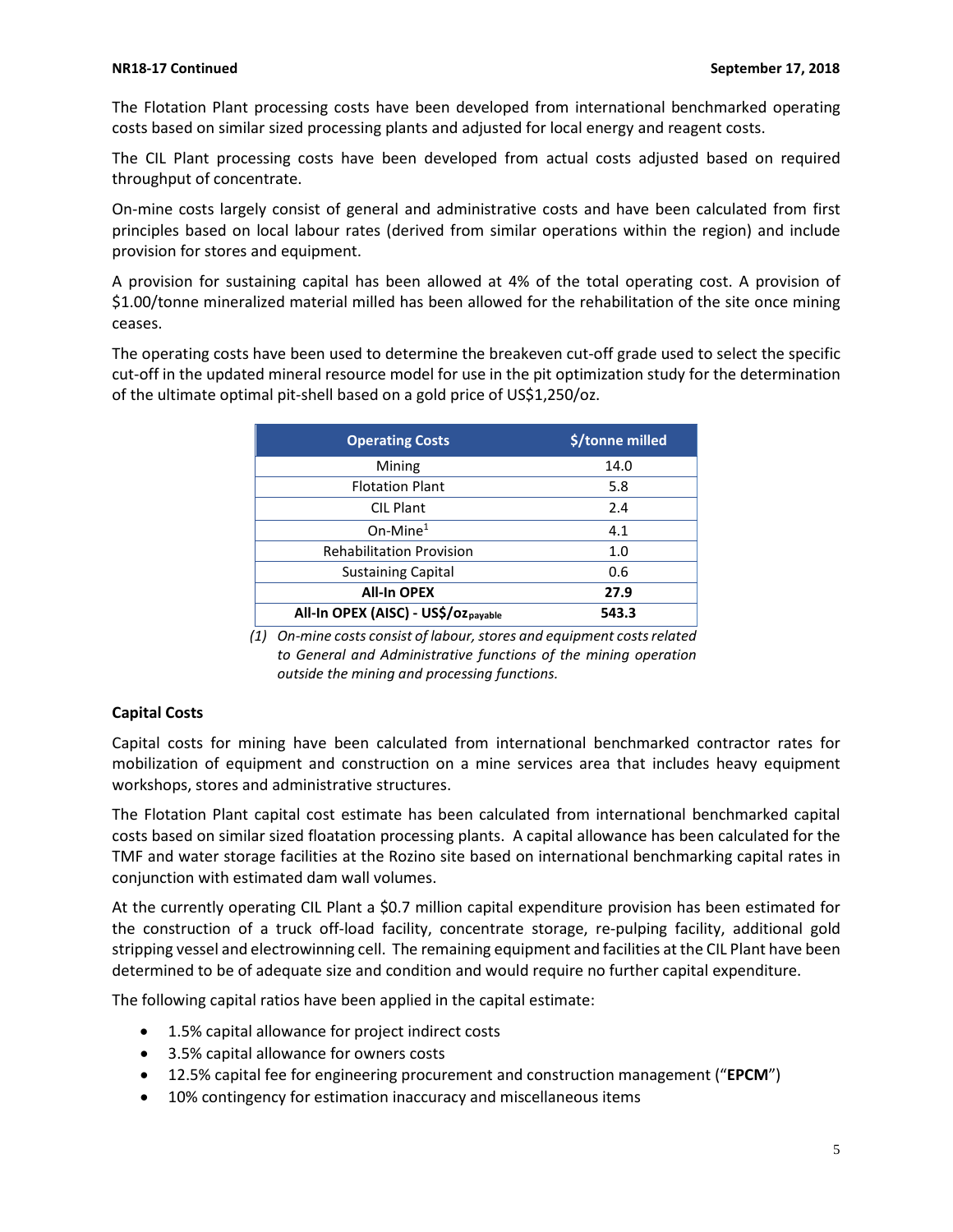The Flotation Plant processing costs have been developed from international benchmarked operating costs based on similar sized processing plants and adjusted for local energy and reagent costs.

The CIL Plant processing costs have been developed from actual costs adjusted based on required throughput of concentrate.

On-mine costs largely consist of general and administrative costs and have been calculated from first principles based on local labour rates (derived from similar operations within the region) and include provision for stores and equipment.

A provision for sustaining capital has been allowed at 4% of the total operating cost. A provision of \$1.00/tonne mineralized material milled has been allowed for the rehabilitation of the site once mining ceases.

The operating costs have been used to determine the breakeven cut-off grade used to select the specific cut-off in the updated mineral resource model for use in the pit optimization study for the determination of the ultimate optimal pit-shell based on a gold price of US\$1,250/oz.

| Operating Costs | \$/tonne milled |
|---|---|
| Mining | 14.0 |
| Flotation Plant | 5.8 |
| CIL Plant | 2.4 |
| On-Mine[1] | 4.1 |
| Rehabilitation Provision | 1.0 |
| Sustaining Capital | 0.6 |
| **All-In OPEX** | **27.9** |
| **All-In OPEX (AISC) - US\$/oz$_{payable}$** | **543.3** |

*(1) On-mine costs consist of labour, stores and equipment costs related to General and Administrative functions of the mining operation outside the mining and processing functions.*

### Capital Costs

Capital costs for mining have been calculated from international benchmarked contractor rates for mobilization of equipment and construction on a mine services area that includes heavy equipment workshops, stores and administrative structures.

The Flotation Plant capital cost estimate has been calculated from international benchmarked capital costs based on similar sized floatation processing plants. A capital allowance has been calculated for the TMF and water storage facilities at the Rozino site based on international benchmarking capital rates in conjunction with estimated dam wall volumes.

At the currently operating CIL Plant a \$0.7 million capital expenditure provision has been estimated for the construction of a truck off-load facility, concentrate storage, re-pulping facility, additional gold stripping vessel and electrowinning cell. The remaining equipment and facilities at the CIL Plant have been determined to be of adequate size and condition and would require no further capital expenditure.

The following capital ratios have been applied in the capital estimate:

- 1.5% capital allowance for project indirect costs
- 3.5% capital allowance for owners costs
- 12.5% capital fee for engineering procurement and construction management ("**EPCM**")
- 10% contingency for estimation inaccuracy and miscellaneous items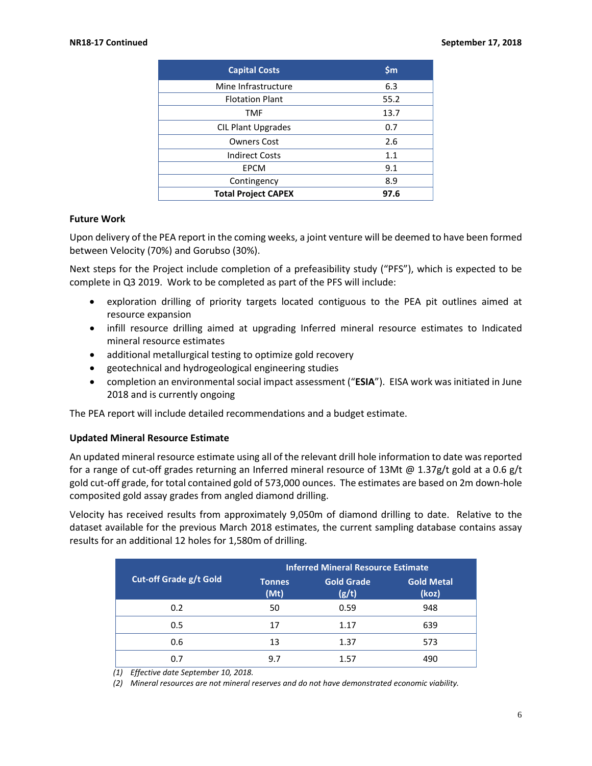| Capital Costs | $m |
|---|---|
| Mine Infrastructure | 6.3 |
| Flotation Plant | 55.2 |
| TMF | 13.7 |
| CIL Plant Upgrades | 0.7 |
| Owners Cost | 2.6 |
| Indirect Costs | 1.1 |
| EPCM | 9.1 |
| Contingency | 8.9 |
| **Total Project CAPEX** | **97.6** |

**Future Work**

Upon delivery of the PEA report in the coming weeks, a joint venture will be deemed to have been formed between Velocity (70%) and Gorubso (30%).

Next steps for the Project include completion of a prefeasibility study ("PFS"), which is expected to be complete in Q3 2019. Work to be completed as part of the PFS will include:

- exploration drilling of priority targets located contiguous to the PEA pit outlines aimed at resource expansion
- infill resource drilling aimed at upgrading Inferred mineral resource estimates to Indicated mineral resource estimates
- additional metallurgical testing to optimize gold recovery
- geotechnical and hydrogeological engineering studies
- completion an environmental social impact assessment ("**ESIA**"). EISA work was initiated in June 2018 and is currently ongoing

The PEA report will include detailed recommendations and a budget estimate.

**Updated Mineral Resource Estimate**

An updated mineral resource estimate using all of the relevant drill hole information to date was reported for a range of cut-off grades returning an Inferred mineral resource of 13Mt @ 1.37g/t gold at a 0.6 g/t gold cut-off grade, for total contained gold of 573,000 ounces. The estimates are based on 2m down-hole composited gold assay grades from angled diamond drilling.

Velocity has received results from approximately 9,050m of diamond drilling to date. Relative to the dataset available for the previous March 2018 estimates, the current sampling database contains assay results for an additional 12 holes for 1,580m of drilling.

| Cut-off Grade g/t Gold | Inferred Mineral Resource Estimate | | |
|---|---|---|---|
| | Tonnes (Mt) | Gold Grade (g/t) | Gold Metal (koz) |
| 0.2 | 50 | 0.59 | 948 |
| 0.5 | 17 | 1.17 | 639 |
| 0.6 | 13 | 1.37 | 573 |
| 0.7 | 9.7 | 1.57 | 490 |

*(1) Effective date September 10, 2018.*
*(2) Mineral resources are not mineral reserves and do not have demonstrated economic viability.*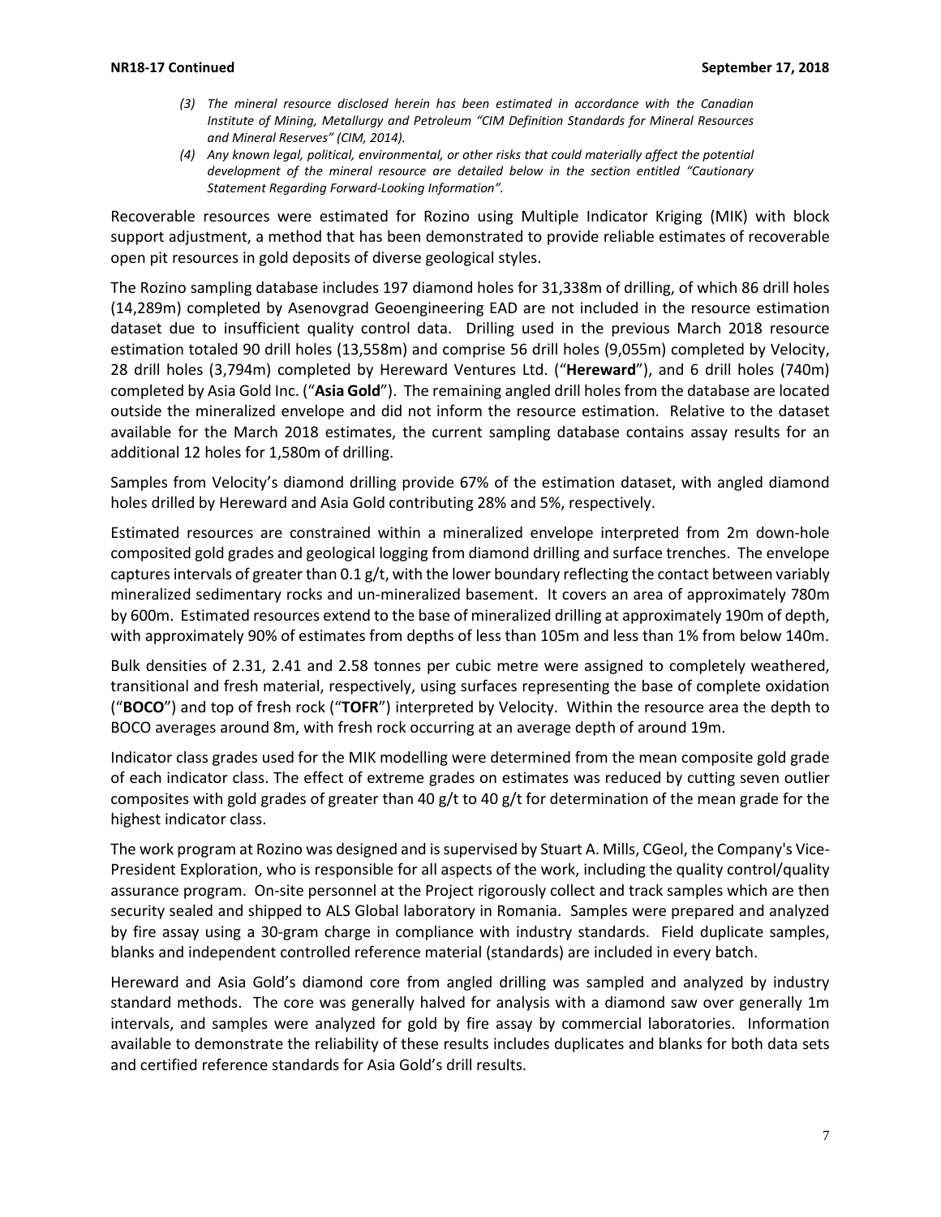*(3) The mineral resource disclosed herein has been estimated in accordance with the Canadian Institute of Mining, Metallurgy and Petroleum "CIM Definition Standards for Mineral Resources and Mineral Reserves" (CIM, 2014).*

*(4) Any known legal, political, environmental, or other risks that could materially affect the potential development of the mineral resource are detailed below in the section entitled "Cautionary Statement Regarding Forward-Looking Information".*

Recoverable resources were estimated for Rozino using Multiple Indicator Kriging (MIK) with block support adjustment, a method that has been demonstrated to provide reliable estimates of recoverable open pit resources in gold deposits of diverse geological styles.

The Rozino sampling database includes 197 diamond holes for 31,338m of drilling, of which 86 drill holes (14,289m) completed by Asenovgrad Geoengineering EAD are not included in the resource estimation dataset due to insufficient quality control data. Drilling used in the previous March 2018 resource estimation totaled 90 drill holes (13,558m) and comprise 56 drill holes (9,055m) completed by Velocity, 28 drill holes (3,794m) completed by Hereward Ventures Ltd. ("**Hereward**"), and 6 drill holes (740m) completed by Asia Gold Inc. ("**Asia Gold**"). The remaining angled drill holes from the database are located outside the mineralized envelope and did not inform the resource estimation. Relative to the dataset available for the March 2018 estimates, the current sampling database contains assay results for an additional 12 holes for 1,580m of drilling.

Samples from Velocity's diamond drilling provide 67% of the estimation dataset, with angled diamond holes drilled by Hereward and Asia Gold contributing 28% and 5%, respectively.

Estimated resources are constrained within a mineralized envelope interpreted from 2m down-hole composited gold grades and geological logging from diamond drilling and surface trenches. The envelope captures intervals of greater than 0.1 g/t, with the lower boundary reflecting the contact between variably mineralized sedimentary rocks and un-mineralized basement. It covers an area of approximately 780m by 600m. Estimated resources extend to the base of mineralized drilling at approximately 190m of depth, with approximately 90% of estimates from depths of less than 105m and less than 1% from below 140m.

Bulk densities of 2.31, 2.41 and 2.58 tonnes per cubic metre were assigned to completely weathered, transitional and fresh material, respectively, using surfaces representing the base of complete oxidation ("**BOCO**") and top of fresh rock ("**TOFR**") interpreted by Velocity. Within the resource area the depth to BOCO averages around 8m, with fresh rock occurring at an average depth of around 19m.

Indicator class grades used for the MIK modelling were determined from the mean composite gold grade of each indicator class. The effect of extreme grades on estimates was reduced by cutting seven outlier composites with gold grades of greater than 40 g/t to 40 g/t for determination of the mean grade for the highest indicator class.

The work program at Rozino was designed and is supervised by Stuart A. Mills, CGeol, the Company's Vice-President Exploration, who is responsible for all aspects of the work, including the quality control/quality assurance program. On-site personnel at the Project rigorously collect and track samples which are then security sealed and shipped to ALS Global laboratory in Romania. Samples were prepared and analyzed by fire assay using a 30-gram charge in compliance with industry standards. Field duplicate samples, blanks and independent controlled reference material (standards) are included in every batch.

Hereward and Asia Gold's diamond core from angled drilling was sampled and analyzed by industry standard methods. The core was generally halved for analysis with a diamond saw over generally 1m intervals, and samples were analyzed for gold by fire assay by commercial laboratories. Information available to demonstrate the reliability of these results includes duplicates and blanks for both data sets and certified reference standards for Asia Gold's drill results.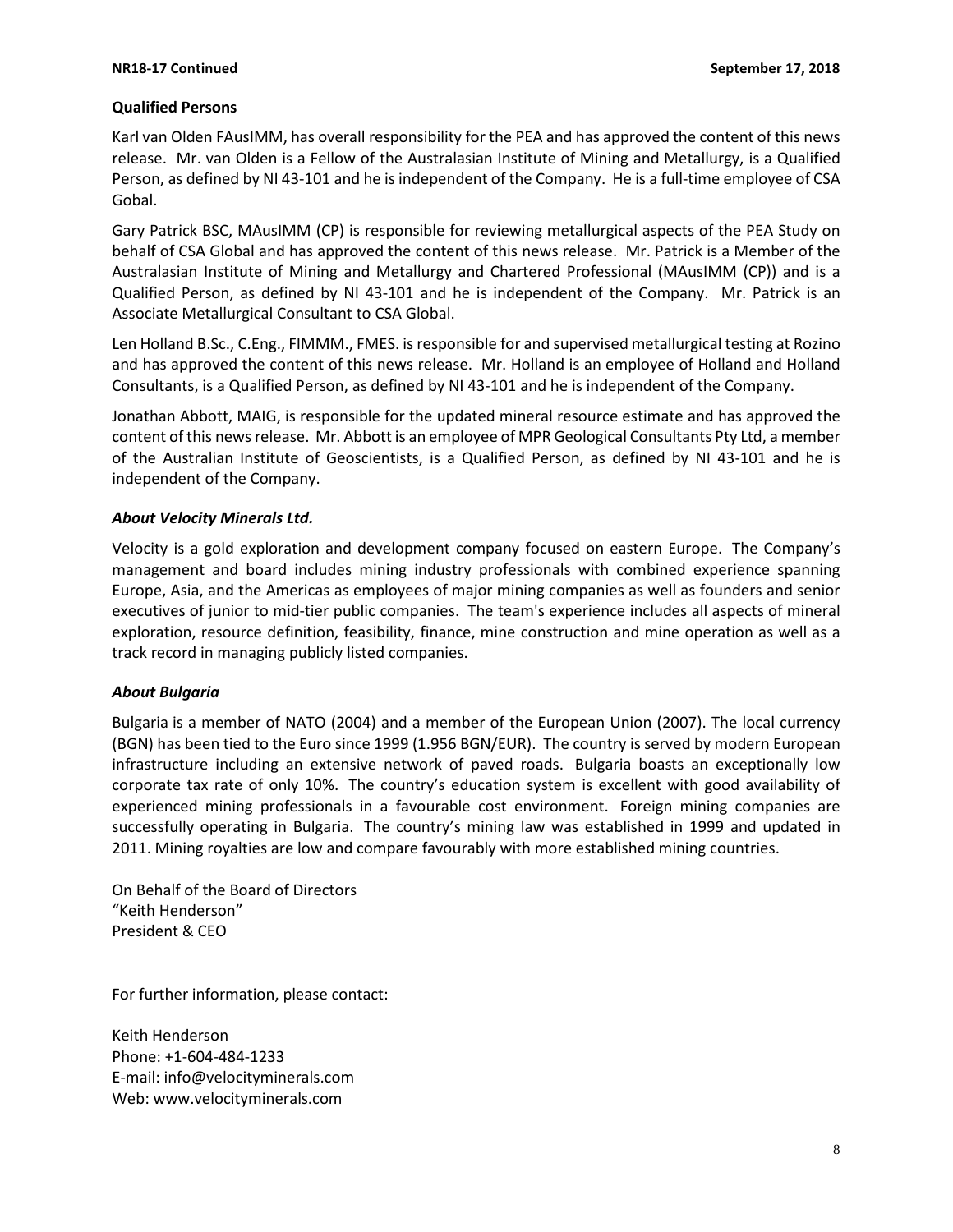**Qualified Persons**

Karl van Olden FAusIMM, has overall responsibility for the PEA and has approved the content of this news release. Mr. van Olden is a Fellow of the Australasian Institute of Mining and Metallurgy, is a Qualified Person, as defined by NI 43-101 and he is independent of the Company. He is a full-time employee of CSA Gobal.

Gary Patrick BSC, MAusIMM (CP) is responsible for reviewing metallurgical aspects of the PEA Study on behalf of CSA Global and has approved the content of this news release. Mr. Patrick is a Member of the Australasian Institute of Mining and Metallurgy and Chartered Professional (MAusIMM (CP)) and is a Qualified Person, as defined by NI 43-101 and he is independent of the Company. Mr. Patrick is an Associate Metallurgical Consultant to CSA Global.

Len Holland B.Sc., C.Eng., FIMMM., FMES. is responsible for and supervised metallurgical testing at Rozino and has approved the content of this news release. Mr. Holland is an employee of Holland and Holland Consultants, is a Qualified Person, as defined by NI 43-101 and he is independent of the Company.

Jonathan Abbott, MAIG, is responsible for the updated mineral resource estimate and has approved the content of this news release. Mr. Abbott is an employee of MPR Geological Consultants Pty Ltd, a member of the Australian Institute of Geoscientists, is a Qualified Person, as defined by NI 43-101 and he is independent of the Company.

***About Velocity Minerals Ltd.***

Velocity is a gold exploration and development company focused on eastern Europe. The Company's management and board includes mining industry professionals with combined experience spanning Europe, Asia, and the Americas as employees of major mining companies as well as founders and senior executives of junior to mid-tier public companies. The team's experience includes all aspects of mineral exploration, resource definition, feasibility, finance, mine construction and mine operation as well as a track record in managing publicly listed companies.

***About Bulgaria***

Bulgaria is a member of NATO (2004) and a member of the European Union (2007). The local currency (BGN) has been tied to the Euro since 1999 (1.956 BGN/EUR). The country is served by modern European infrastructure including an extensive network of paved roads. Bulgaria boasts an exceptionally low corporate tax rate of only 10%. The country's education system is excellent with good availability of experienced mining professionals in a favourable cost environment. Foreign mining companies are successfully operating in Bulgaria. The country's mining law was established in 1999 and updated in 2011. Mining royalties are low and compare favourably with more established mining countries.

On Behalf of the Board of Directors
"Keith Henderson"
President & CEO

For further information, please contact:

Keith Henderson
Phone: +1-604-484-1233
E-mail: info@velocityminerals.com
Web: www.velocityminerals.com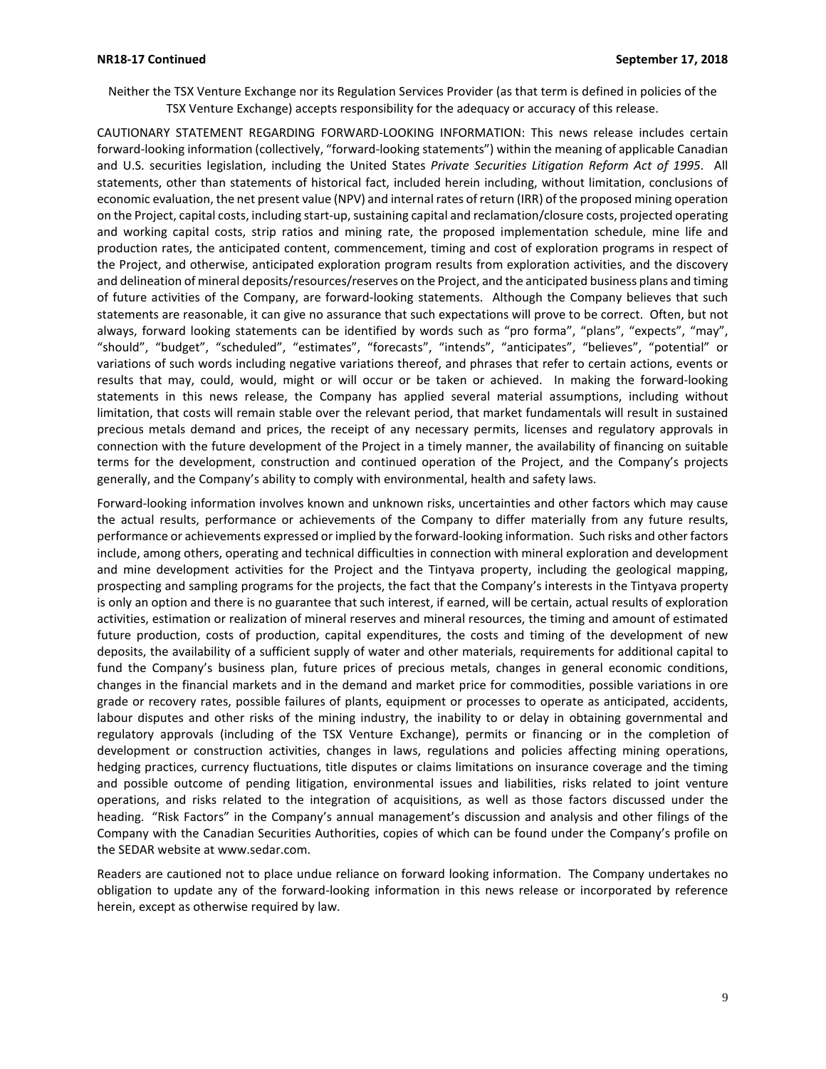Neither the TSX Venture Exchange nor its Regulation Services Provider (as that term is defined in policies of the TSX Venture Exchange) accepts responsibility for the adequacy or accuracy of this release.

CAUTIONARY STATEMENT REGARDING FORWARD-LOOKING INFORMATION: This news release includes certain forward-looking information (collectively, "forward-looking statements") within the meaning of applicable Canadian and U.S. securities legislation, including the United States *Private Securities Litigation Reform Act of 1995*. All statements, other than statements of historical fact, included herein including, without limitation, conclusions of economic evaluation, the net present value (NPV) and internal rates of return (IRR) of the proposed mining operation on the Project, capital costs, including start-up, sustaining capital and reclamation/closure costs, projected operating and working capital costs, strip ratios and mining rate, the proposed implementation schedule, mine life and production rates, the anticipated content, commencement, timing and cost of exploration programs in respect of the Project, and otherwise, anticipated exploration program results from exploration activities, and the discovery and delineation of mineral deposits/resources/reserves on the Project, and the anticipated business plans and timing of future activities of the Company, are forward-looking statements. Although the Company believes that such statements are reasonable, it can give no assurance that such expectations will prove to be correct. Often, but not always, forward looking statements can be identified by words such as "pro forma", "plans", "expects", "may", "should", "budget", "scheduled", "estimates", "forecasts", "intends", "anticipates", "believes", "potential" or variations of such words including negative variations thereof, and phrases that refer to certain actions, events or results that may, could, would, might or will occur or be taken or achieved. In making the forward-looking statements in this news release, the Company has applied several material assumptions, including without limitation, that costs will remain stable over the relevant period, that market fundamentals will result in sustained precious metals demand and prices, the receipt of any necessary permits, licenses and regulatory approvals in connection with the future development of the Project in a timely manner, the availability of financing on suitable terms for the development, construction and continued operation of the Project, and the Company's projects generally, and the Company's ability to comply with environmental, health and safety laws.

Forward-looking information involves known and unknown risks, uncertainties and other factors which may cause the actual results, performance or achievements of the Company to differ materially from any future results, performance or achievements expressed or implied by the forward-looking information. Such risks and other factors include, among others, operating and technical difficulties in connection with mineral exploration and development and mine development activities for the Project and the Tintyava property, including the geological mapping, prospecting and sampling programs for the projects, the fact that the Company's interests in the Tintyava property is only an option and there is no guarantee that such interest, if earned, will be certain, actual results of exploration activities, estimation or realization of mineral reserves and mineral resources, the timing and amount of estimated future production, costs of production, capital expenditures, the costs and timing of the development of new deposits, the availability of a sufficient supply of water and other materials, requirements for additional capital to fund the Company's business plan, future prices of precious metals, changes in general economic conditions, changes in the financial markets and in the demand and market price for commodities, possible variations in ore grade or recovery rates, possible failures of plants, equipment or processes to operate as anticipated, accidents, labour disputes and other risks of the mining industry, the inability to or delay in obtaining governmental and regulatory approvals (including of the TSX Venture Exchange), permits or financing or in the completion of development or construction activities, changes in laws, regulations and policies affecting mining operations, hedging practices, currency fluctuations, title disputes or claims limitations on insurance coverage and the timing and possible outcome of pending litigation, environmental issues and liabilities, risks related to joint venture operations, and risks related to the integration of acquisitions, as well as those factors discussed under the heading. "Risk Factors" in the Company's annual management's discussion and analysis and other filings of the Company with the Canadian Securities Authorities, copies of which can be found under the Company's profile on the SEDAR website at www.sedar.com.

Readers are cautioned not to place undue reliance on forward looking information. The Company undertakes no obligation to update any of the forward-looking information in this news release or incorporated by reference herein, except as otherwise required by law.